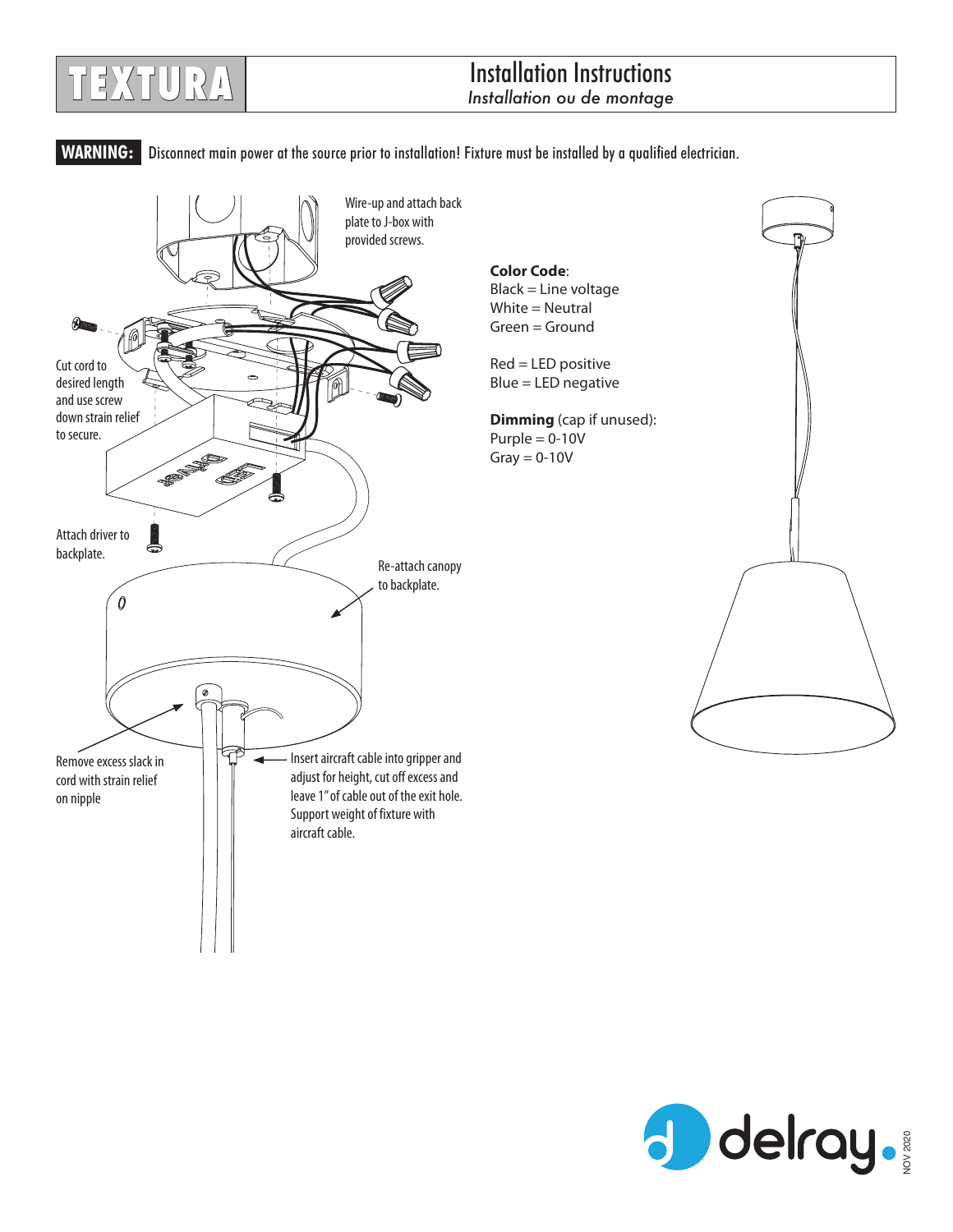# TEXTURA

## Installation Instructions

*Installation ou de montage*

**WARNING:** Disconnect main power at the source prior to installation! Fixture must be installed by a qualified electrician.

Wire-up and attach back plate to J-box with provided screws.

Cut cord to desired length and use screw down strain relief to secure.

Attach driver to backplate.

Re-attach canopy to backplate.

Remove excess slack in cord with strain relief on nipple

Insert aircraft cable into gripper and adjust for height, cut off excess and leave 1" of cable out of the exit hole. Support weight of fixture with aircraft cable.

**Color Code**:
Black = Line voltage
White = Neutral
Green = Ground

Red = LED positive
Blue = LED negative

**Dimming** (cap if unused):
Purple = 0-10V
Gray = 0-10V

delray.

NOV 2020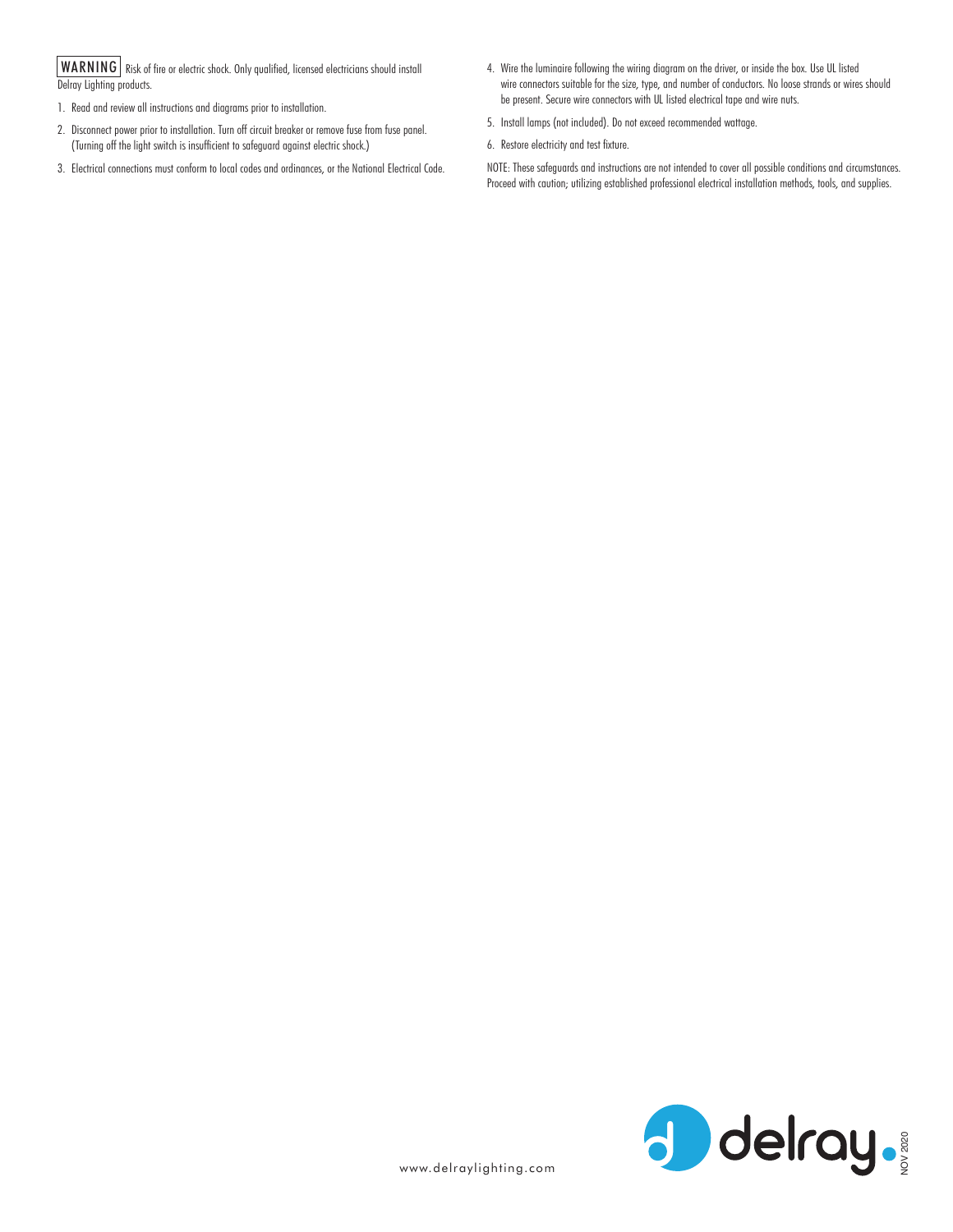**WARNING** Risk of fire or electric shock. Only qualified, licensed electricians should install Delray Lighting products.

1. Read and review all instructions and diagrams prior to installation.
2. Disconnect power prior to installation. Turn off circuit breaker or remove fuse from fuse panel. (Turning off the light switch is insufficient to safeguard against electric shock.)
3. Electrical connections must conform to local codes and ordinances, or the National Electrical Code.
4. Wire the luminaire following the wiring diagram on the driver, or inside the box. Use UL listed wire connectors suitable for the size, type, and number of conductors. No loose strands or wires should be present. Secure wire connectors with UL listed electrical tape and wire nuts.
5. Install lamps (not included). Do not exceed recommended wattage.
6. Restore electricity and test fixture.

NOTE: These safeguards and instructions are not intended to cover all possible conditions and circumstances. Proceed with caution; utilizing established professional electrical installation methods, tools, and supplies.

www.delraylighting.com

delray.

NOV 2020